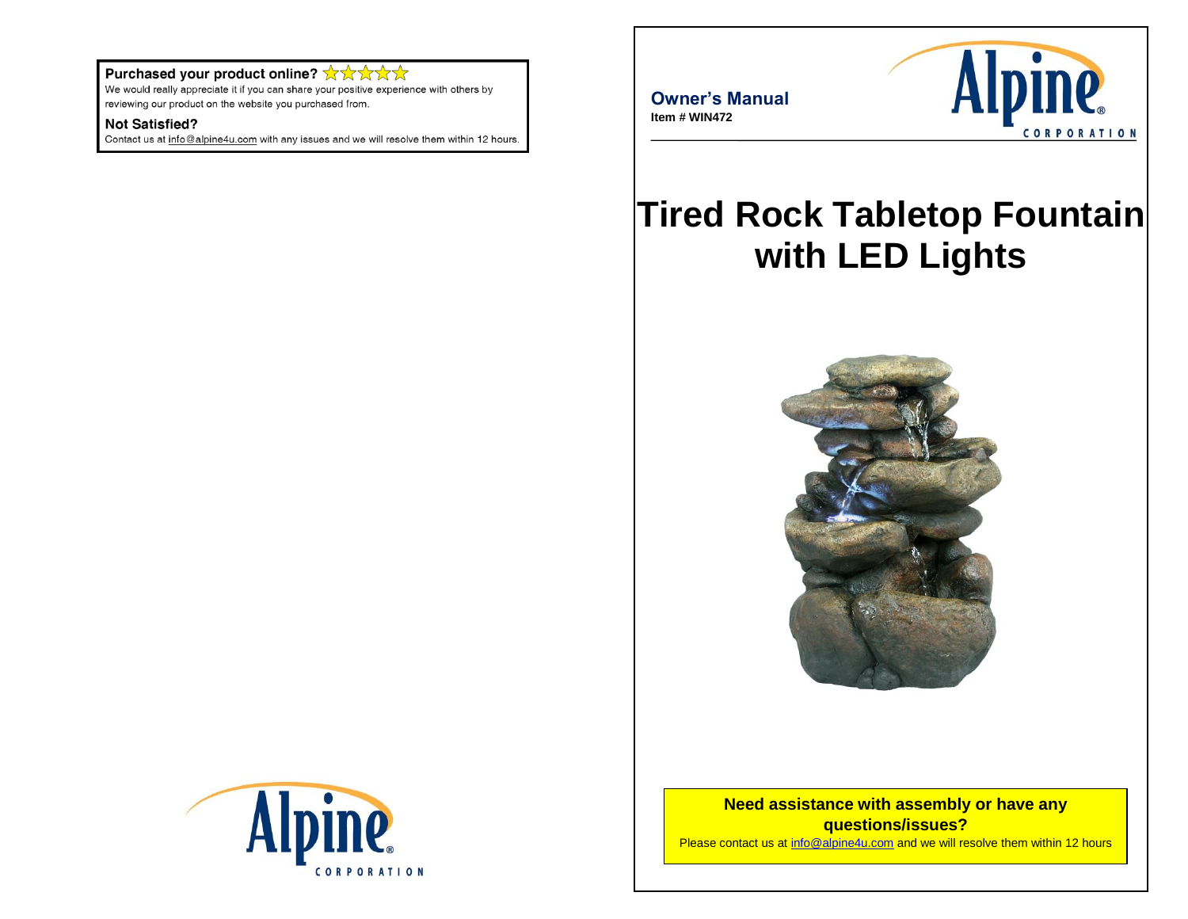**Purchased your product online?** ☆☆☆☆☆

We would really appreciate it if you can share your positive experience with others by reviewing our product on the website you purchased from.

**Not Satisfied?**

Contact us at info@alpine4u.com with any issues and we will resolve them within 12 hours.

**Owner's Manual**

**Item # WIN472**

# Tired Rock Tabletop Fountain with LED Lights

**Need assistance with assembly or have any questions/issues?**

Please contact us at info@alpine4u.com and we will resolve them within 12 hours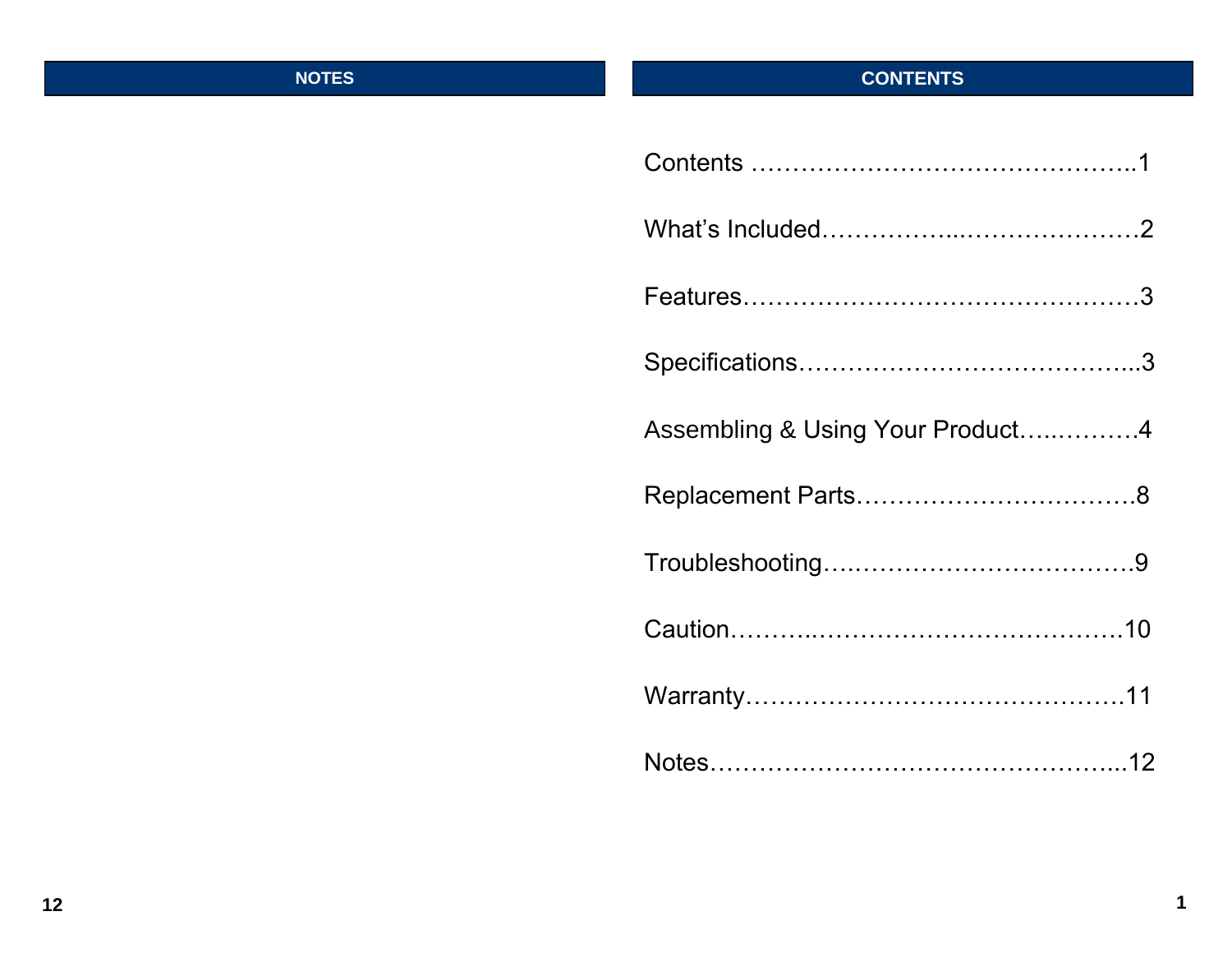## NOTES

## CONTENTS

Contents ………………………………………..1

What's Included……………...…………………2

Features…………………………………………3

Specifications…………………………………...3

Assembling & Using Your Product…..……….4

Replacement Parts…………………………….8

Troubleshooting….…………………………….9

Caution………..…………………………………10

Warranty………………………………………11

Notes…………………………………………...12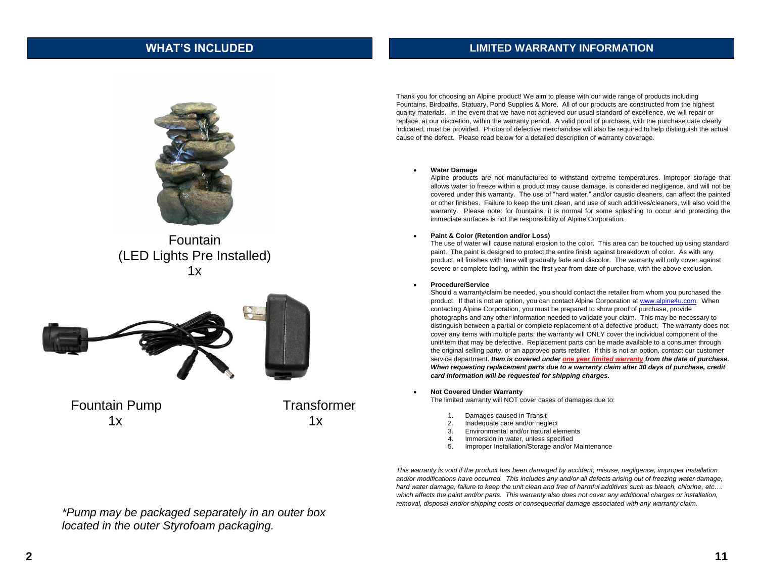## WHAT'S INCLUDED

Fountain
(LED Lights Pre Installed)
1x

Fountain Pump
1x

Transformer
1x

*\*Pump may be packaged separately in an outer box located in the outer Styrofoam packaging.*

## LIMITED WARRANTY INFORMATION

Thank you for choosing an Alpine product! We aim to please with our wide range of products including Fountains, Birdbaths, Statuary, Pond Supplies & More. All of our products are constructed from the highest quality materials. In the event that we have not achieved our usual standard of excellence, we will repair or replace, at our discretion, within the warranty period. A valid proof of purchase, with the purchase date clearly indicated, must be provided. Photos of defective merchandise will also be required to help distinguish the actual cause of the defect. Please read below for a detailed description of warranty coverage.

- **Water Damage**
  Alpine products are not manufactured to withstand extreme temperatures. Improper storage that allows water to freeze within a product may cause damage, is considered negligence, and will not be covered under this warranty. The use of "hard water," and/or caustic cleaners, can affect the painted or other finishes. Failure to keep the unit clean, and use of such additives/cleaners, will also void the warranty. Please note: for fountains, it is normal for some splashing to occur and protecting the immediate surfaces is not the responsibility of Alpine Corporation.

- **Paint & Color (Retention and/or Loss)**
  The use of water will cause natural erosion to the color. This area can be touched up using standard paint. The paint is designed to protect the entire finish against breakdown of color. As with any product, all finishes with time will gradually fade and discolor. The warranty will only cover against severe or complete fading, within the first year from date of purchase, with the above exclusion.

- **Procedure/Service**
  Should a warranty/claim be needed, you should contact the retailer from whom you purchased the product. If that is not an option, you can contact Alpine Corporation at www.alpine4u.com. When contacting Alpine Corporation, you must be prepared to show proof of purchase, provide photographs and any other information needed to validate your claim. This may be necessary to distinguish between a partial or complete replacement of a defective product. The warranty does not cover any items with multiple parts; the warranty will ONLY cover the individual component of the unit/item that may be defective. Replacement parts can be made available to a consumer through the original selling party, or an approved parts retailer. If this is not an option, contact our customer service department. ***Item is covered under one year limited warranty from the date of purchase. When requesting replacement parts due to a warranty claim after 30 days of purchase, credit card information will be requested for shipping charges.***

- **Not Covered Under Warranty**
  The limited warranty will NOT cover cases of damages due to:

  1. Damages caused in Transit
  2. Inadequate care and/or neglect
  3. Environmental and/or natural elements
  4. Immersion in water, unless specified
  5. Improper Installation/Storage and/or Maintenance

*This warranty is void if the product has been damaged by accident, misuse, negligence, improper installation and/or modifications have occurred. This includes any and/or all defects arising out of freezing water damage, hard water damage, failure to keep the unit clean and free of harmful additives such as bleach, chlorine, etc…. which affects the paint and/or parts. This warranty also does not cover any additional charges or installation, removal, disposal and/or shipping costs or consequential damage associated with any warranty claim.*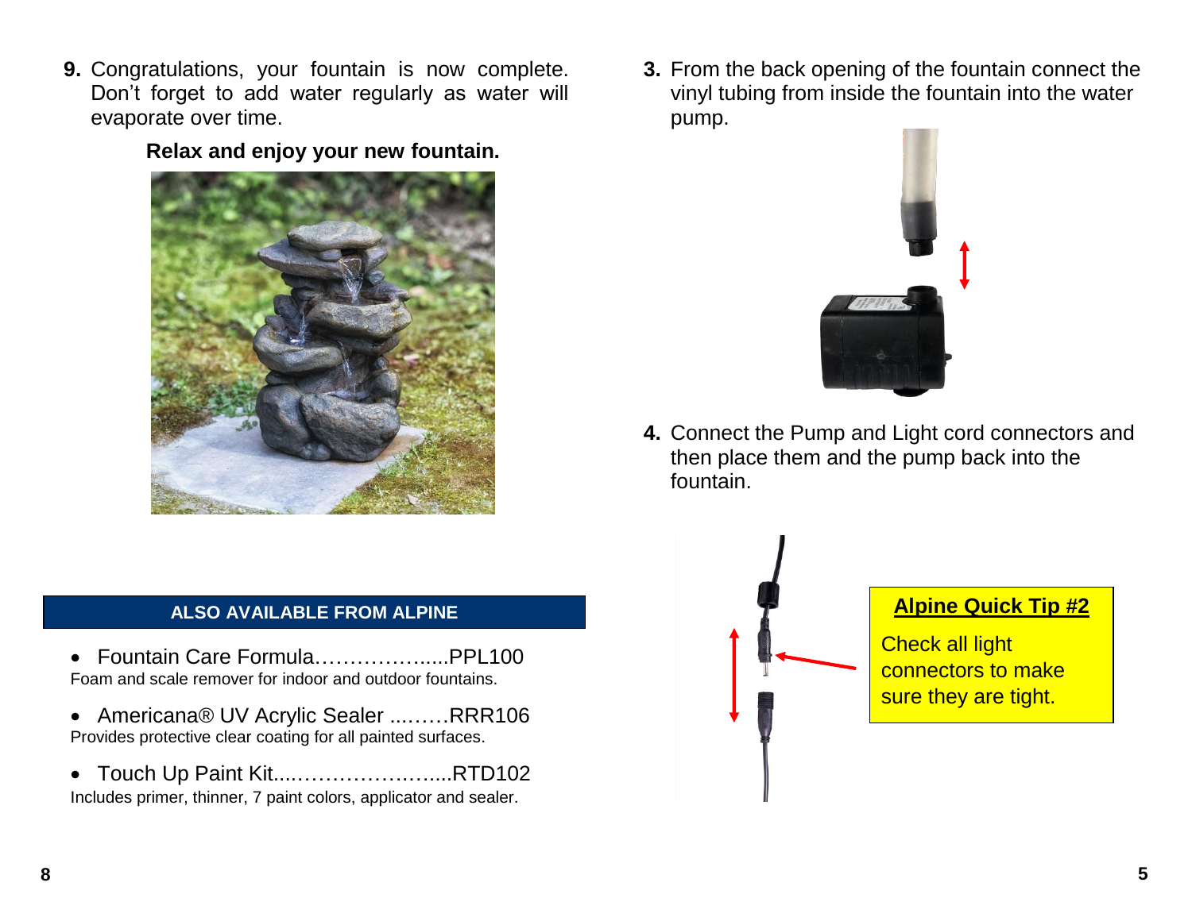9. Congratulations, your fountain is now complete. Don't forget to add water regularly as water will evaporate over time.

**Relax and enjoy your new fountain.**

## ALSO AVAILABLE FROM ALPINE

- Fountain Care Formula……………......PPL100
  Foam and scale remover for indoor and outdoor fountains.
- Americana® UV Acrylic Sealer ...……RRR106
  Provides protective clear coating for all painted surfaces.
- Touch Up Paint Kit....………………..…....RTD102
  Includes primer, thinner, 7 paint colors, applicator and sealer.

3. From the back opening of the fountain connect the vinyl tubing from inside the fountain into the water pump.

4. Connect the Pump and Light cord connectors and then place them and the pump back into the fountain.

**Alpine Quick Tip #2**

Check all light connectors to make sure they are tight.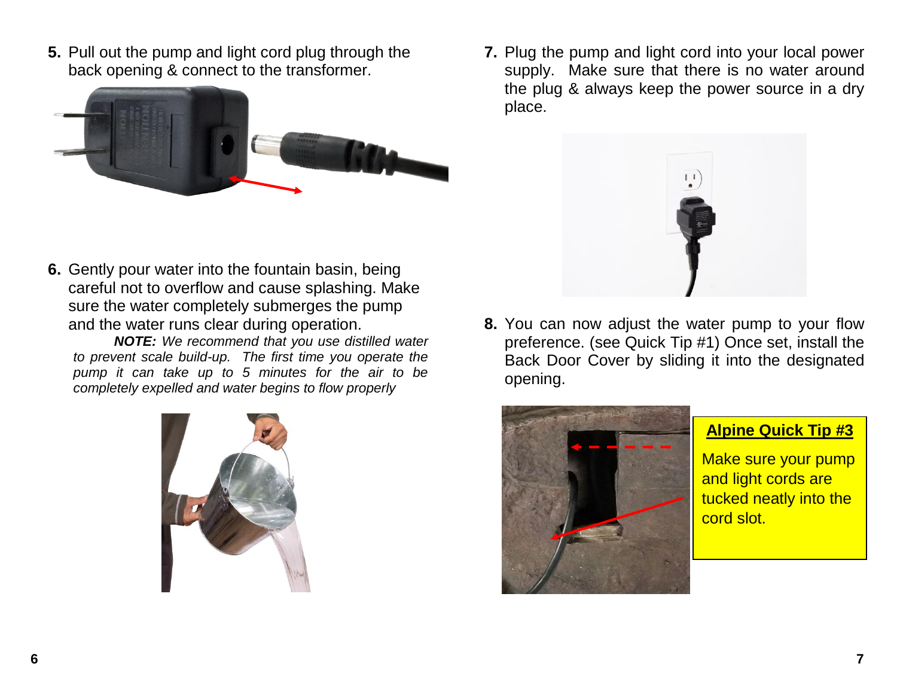5. Pull out the pump and light cord plug through the back opening & connect to the transformer.

6. Gently pour water into the fountain basin, being careful not to overflow and cause splashing. Make sure the water completely submerges the pump and the water runs clear during operation.

   ***NOTE:*** *We recommend that you use distilled water to prevent scale build-up. The first time you operate the pump it can take up to 5 minutes for the air to be completely expelled and water begins to flow properly*

7. Plug the pump and light cord into your local power supply. Make sure that there is no water around the plug & always keep the power source in a dry place.

8. You can now adjust the water pump to your flow preference. (see Quick Tip #1) Once set, install the Back Door Cover by sliding it into the designated opening.

**Alpine Quick Tip #3**

Make sure your pump and light cords are tucked neatly into the cord slot.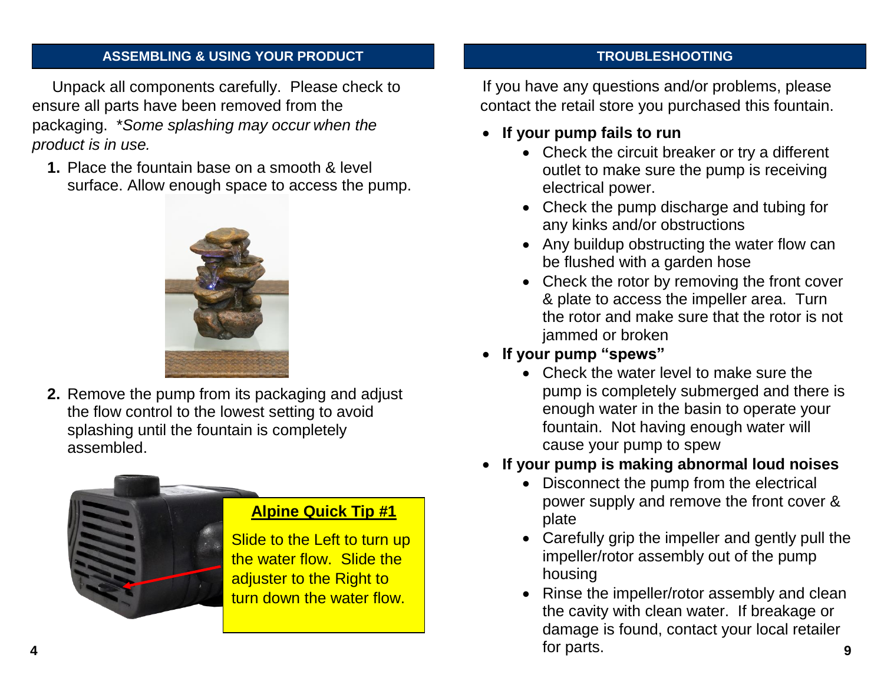## ASSEMBLING & USING YOUR PRODUCT

Unpack all components carefully. Please check to ensure all parts have been removed from the packaging. *\*Some splashing may occur when the product is in use.*

1. Place the fountain base on a smooth & level surface. Allow enough space to access the pump.

2. Remove the pump from its packaging and adjust the flow control to the lowest setting to avoid splashing until the fountain is completely assembled.

**Alpine Quick Tip #1**

Slide to the Left to turn up the water flow. Slide the adjuster to the Right to turn down the water flow.

## TROUBLESHOOTING

If you have any questions and/or problems, please contact the retail store you purchased this fountain.

- **If your pump fails to run**
  - Check the circuit breaker or try a different outlet to make sure the pump is receiving electrical power.
  - Check the pump discharge and tubing for any kinks and/or obstructions
  - Any buildup obstructing the water flow can be flushed with a garden hose
  - Check the rotor by removing the front cover & plate to access the impeller area. Turn the rotor and make sure that the rotor is not jammed or broken
- **If your pump "spews"**
  - Check the water level to make sure the pump is completely submerged and there is enough water in the basin to operate your fountain. Not having enough water will cause your pump to spew
- **If your pump is making abnormal loud noises**
  - Disconnect the pump from the electrical power supply and remove the front cover & plate
  - Carefully grip the impeller and gently pull the impeller/rotor assembly out of the pump housing
  - Rinse the impeller/rotor assembly and clean the cavity with clean water. If breakage or damage is found, contact your local retailer for parts.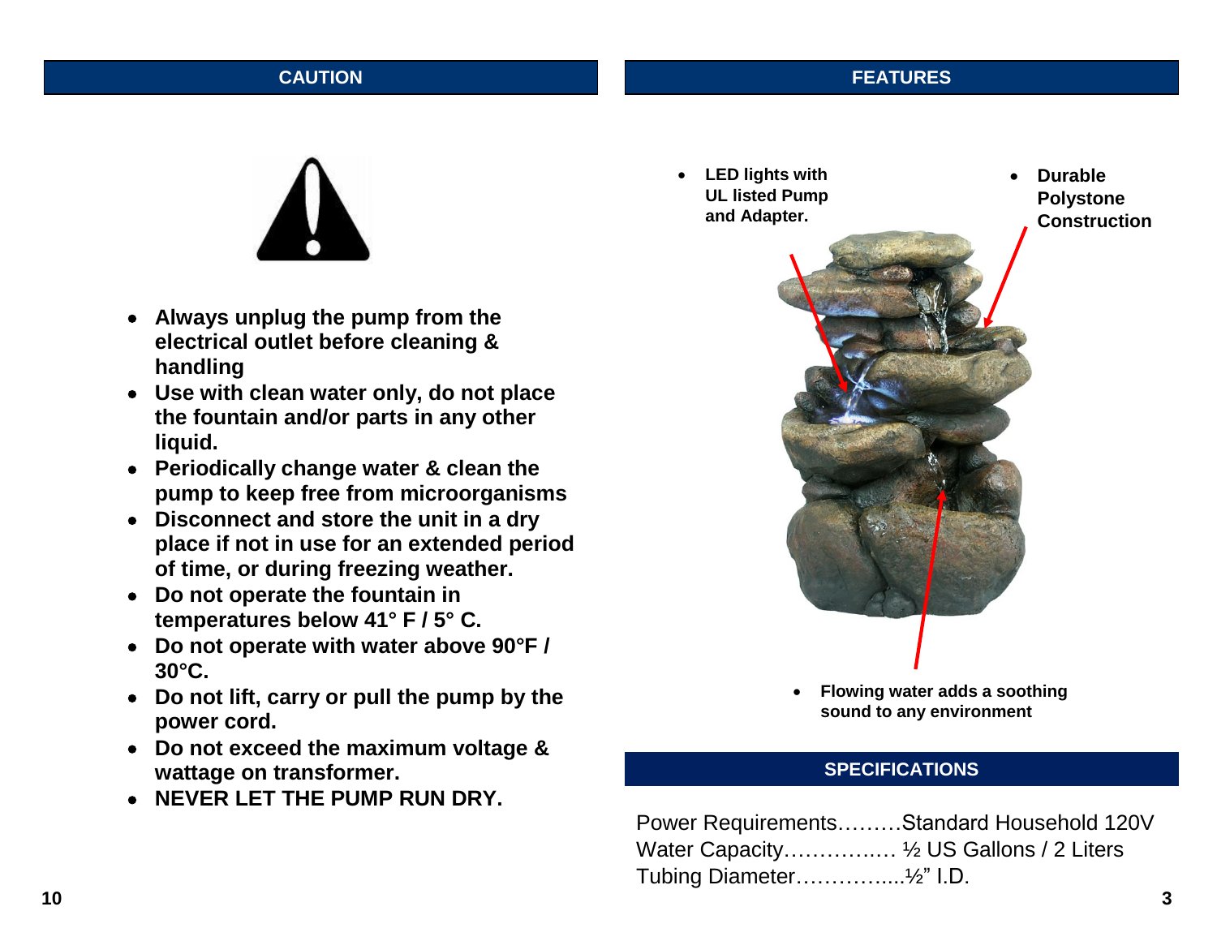## CAUTION

- **Always unplug the pump from the electrical outlet before cleaning & handling**
- **Use with clean water only, do not place the fountain and/or parts in any other liquid.**
- **Periodically change water & clean the pump to keep free from microorganisms**
- **Disconnect and store the unit in a dry place if not in use for an extended period of time, or during freezing weather.**
- **Do not operate the fountain in temperatures below 41° F / 5° C.**
- **Do not operate with water above 90°F / 30°C.**
- **Do not lift, carry or pull the pump by the power cord.**
- **Do not exceed the maximum voltage & wattage on transformer.**
- **NEVER LET THE PUMP RUN DRY.**

## FEATURES

- **LED lights with UL listed Pump and Adapter.**
- **Durable Polystone Construction**
- **Flowing water adds a soothing sound to any environment**

## SPECIFICATIONS

Power Requirements………Standard Household 120V
Water Capacity……………. ½ US Gallons / 2 Liters
Tubing Diameter…………....½" I.D.